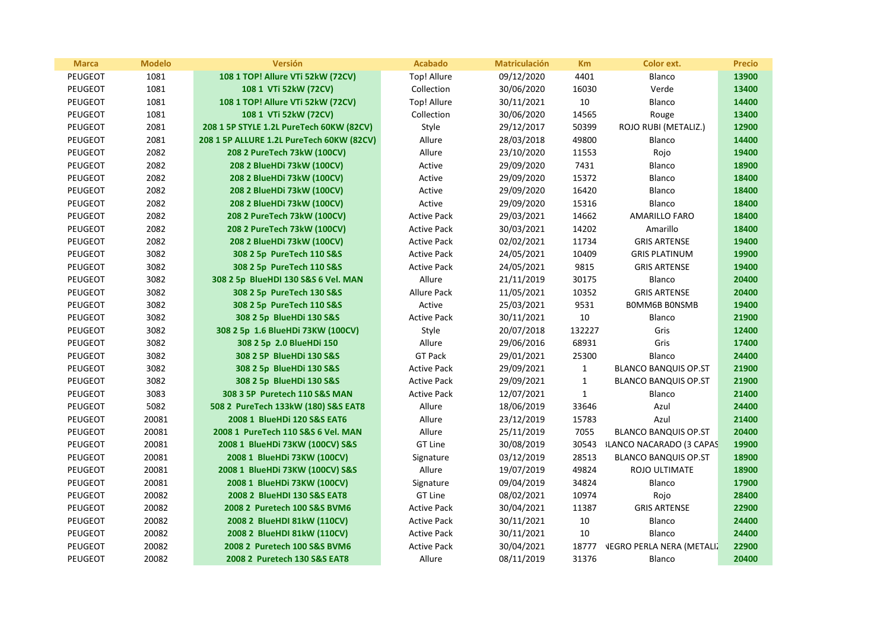| Marca | Modelo | Versión | Acabado | Matriculación | Km | Color ext. | Precio |
|---|---|---|---|---|---|---|---|
| PEUGEOT | 1081 | 108 1 TOP! Allure VTi 52kW (72CV) | Top! Allure | 09/12/2020 | 4401 | Blanco | 13900 |
| PEUGEOT | 1081 | 108 1 VTi 52kW (72CV) | Collection | 30/06/2020 | 16030 | Verde | 13400 |
| PEUGEOT | 1081 | 108 1 TOP! Allure VTi 52kW (72CV) | Top! Allure | 30/11/2021 | 10 | Blanco | 14400 |
| PEUGEOT | 1081 | 108 1 VTi 52kW (72CV) | Collection | 30/06/2020 | 14565 | Rouge | 13400 |
| PEUGEOT | 2081 | 208 1 5P STYLE 1.2L PureTech 60KW (82CV) | Style | 29/12/2017 | 50399 | ROJO RUBI (METALIZ.) | 12900 |
| PEUGEOT | 2081 | 208 1 5P ALLURE 1.2L PureTech 60KW (82CV) | Allure | 28/03/2018 | 49800 | Blanco | 14400 |
| PEUGEOT | 2082 | 208 2 PureTech 73kW (100CV) | Allure | 23/10/2020 | 11553 | Rojo | 19400 |
| PEUGEOT | 2082 | 208 2 BlueHDi 73kW (100CV) | Active | 29/09/2020 | 7431 | Blanco | 18900 |
| PEUGEOT | 2082 | 208 2 BlueHDi 73kW (100CV) | Active | 29/09/2020 | 15372 | Blanco | 18400 |
| PEUGEOT | 2082 | 208 2 BlueHDi 73kW (100CV) | Active | 29/09/2020 | 16420 | Blanco | 18400 |
| PEUGEOT | 2082 | 208 2 BlueHDi 73kW (100CV) | Active | 29/09/2020 | 15316 | Blanco | 18400 |
| PEUGEOT | 2082 | 208 2 PureTech 73kW (100CV) | Active Pack | 29/03/2021 | 14662 | AMARILLO FARO | 18400 |
| PEUGEOT | 2082 | 208 2 PureTech 73kW (100CV) | Active Pack | 30/03/2021 | 14202 | Amarillo | 18400 |
| PEUGEOT | 2082 | 208 2 BlueHDi 73kW (100CV) | Active Pack | 02/02/2021 | 11734 | GRIS ARTENSE | 19400 |
| PEUGEOT | 3082 | 308 2 5p PureTech 110 S&S | Active Pack | 24/05/2021 | 10409 | GRIS PLATINUM | 19900 |
| PEUGEOT | 3082 | 308 2 5p PureTech 110 S&S | Active Pack | 24/05/2021 | 9815 | GRIS ARTENSE | 19400 |
| PEUGEOT | 3082 | 308 2 5p BlueHDI 130 S&S 6 Vel. MAN | Allure | 21/11/2019 | 30175 | Blanco | 20400 |
| PEUGEOT | 3082 | 308 2 5p PureTech 130 S&S | Allure Pack | 11/05/2021 | 10352 | GRIS ARTENSE | 20400 |
| PEUGEOT | 3082 | 308 2 5p PureTech 110 S&S | Active | 25/03/2021 | 9531 | B0MM6B B0NSMB | 19400 |
| PEUGEOT | 3082 | 308 2 5p BlueHDi 130 S&S | Active Pack | 30/11/2021 | 10 | Blanco | 21900 |
| PEUGEOT | 3082 | 308 2 5p 1.6 BlueHDi 73KW (100CV) | Style | 20/07/2018 | 132227 | Gris | 12400 |
| PEUGEOT | 3082 | 308 2 5p 2.0 BlueHDi 150 | Allure | 29/06/2016 | 68931 | Gris | 17400 |
| PEUGEOT | 3082 | 308 2 5P BlueHDi 130 S&S | GT Pack | 29/01/2021 | 25300 | Blanco | 24400 |
| PEUGEOT | 3082 | 308 2 5p BlueHDi 130 S&S | Active Pack | 29/09/2021 | 1 | BLANCO BANQUIS OP.ST | 21900 |
| PEUGEOT | 3082 | 308 2 5p BlueHDi 130 S&S | Active Pack | 29/09/2021 | 1 | BLANCO BANQUIS OP.ST | 21900 |
| PEUGEOT | 3083 | 308 3 5P Puretech 110 S&S MAN | Active Pack | 12/07/2021 | 1 | Blanco | 21400 |
| PEUGEOT | 5082 | 508 2 PureTech 133kW (180) S&S EAT8 | Allure | 18/06/2019 | 33646 | Azul | 24400 |
| PEUGEOT | 20081 | 2008 1 BlueHDi 120 S&S EAT6 | Allure | 23/12/2019 | 15783 | Azul | 21400 |
| PEUGEOT | 20081 | 2008 1 PureTech 110 S&S 6 Vel. MAN | Allure | 25/11/2019 | 7055 | BLANCO BANQUIS OP.ST | 20400 |
| PEUGEOT | 20081 | 2008 1 BlueHDi 73KW (100CV) S&S | GT Line | 30/08/2019 | 30543 | BLANCO NACARADO (3 CAPAS | 19900 |
| PEUGEOT | 20081 | 2008 1 BlueHDi 73KW (100CV) | Signature | 03/12/2019 | 28513 | BLANCO BANQUIS OP.ST | 18900 |
| PEUGEOT | 20081 | 2008 1 BlueHDi 73KW (100CV) S&S | Allure | 19/07/2019 | 49824 | ROJO ULTIMATE | 18900 |
| PEUGEOT | 20081 | 2008 1 BlueHDi 73KW (100CV) | Signature | 09/04/2019 | 34824 | Blanco | 17900 |
| PEUGEOT | 20082 | 2008 2 BlueHDI 130 S&S EAT8 | GT Line | 08/02/2021 | 10974 | Rojo | 28400 |
| PEUGEOT | 20082 | 2008 2 Puretech 100 S&S BVM6 | Active Pack | 30/04/2021 | 11387 | GRIS ARTENSE | 22900 |
| PEUGEOT | 20082 | 2008 2 BlueHDI 81kW (110CV) | Active Pack | 30/11/2021 | 10 | Blanco | 24400 |
| PEUGEOT | 20082 | 2008 2 BlueHDI 81kW (110CV) | Active Pack | 30/11/2021 | 10 | Blanco | 24400 |
| PEUGEOT | 20082 | 2008 2 Puretech 100 S&S BVM6 | Active Pack | 30/04/2021 | 18777 | NEGRO PERLA NERA (METALIZ | 22900 |
| PEUGEOT | 20082 | 2008 2 Puretech 130 S&S EAT8 | Allure | 08/11/2019 | 31376 | Blanco | 20400 |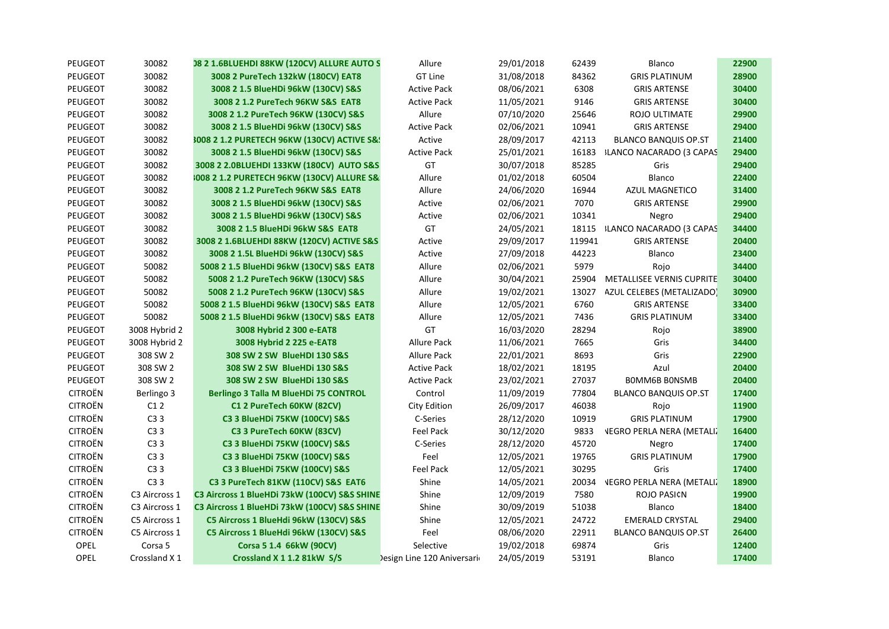| | | | | | | | |
|---|---|---|---|---|---|---|---|
| PEUGEOT | 30082 | )8 2 1.6BLUEHDI 88KW (120CV) ALLURE AUTO S | Allure | 29/01/2018 | 62439 | Blanco | 22900 |
| PEUGEOT | 30082 | 3008 2 PureTech 132kW (180CV) EAT8 | GT Line | 31/08/2018 | 84362 | GRIS PLATINUM | 28900 |
| PEUGEOT | 30082 | 3008 2 1.5 BlueHDi 96kW (130CV) S&S | Active Pack | 08/06/2021 | 6308 | GRIS ARTENSE | 30400 |
| PEUGEOT | 30082 | 3008 2 1.2 PureTech 96KW S&S EAT8 | Active Pack | 11/05/2021 | 9146 | GRIS ARTENSE | 30400 |
| PEUGEOT | 30082 | 3008 2 1.2 PureTech 96KW (130CV) S&S | Allure | 07/10/2020 | 25646 | ROJO ULTIMATE | 29900 |
| PEUGEOT | 30082 | 3008 2 1.5 BlueHDi 96kW (130CV) S&S | Active Pack | 02/06/2021 | 10941 | GRIS ARTENSE | 29400 |
| PEUGEOT | 30082 | 3008 2 1.2 PURETECH 96KW (130CV) ACTIVE S& | Active | 28/09/2017 | 42113 | BLANCO BANQUIS OP.ST | 21400 |
| PEUGEOT | 30082 | 3008 2 1.5 BlueHDi 96kW (130CV) S&S | Active Pack | 25/01/2021 | 16183 | 3LANCO NACARADO (3 CAPAS | 29400 |
| PEUGEOT | 30082 | 3008 2 2.0BLUEHDI 133KW (180CV) AUTO S&S | GT | 30/07/2018 | 85285 | Gris | 29400 |
| PEUGEOT | 30082 | 3008 2 1.2 PURETECH 96KW (130CV) ALLURE S& | Allure | 01/02/2018 | 60504 | Blanco | 22400 |
| PEUGEOT | 30082 | 3008 2 1.2 PureTech 96KW S&S EAT8 | Allure | 24/06/2020 | 16944 | AZUL MAGNETICO | 31400 |
| PEUGEOT | 30082 | 3008 2 1.5 BlueHDi 96kW (130CV) S&S | Active | 02/06/2021 | 7070 | GRIS ARTENSE | 29900 |
| PEUGEOT | 30082 | 3008 2 1.5 BlueHDi 96kW (130CV) S&S | Active | 02/06/2021 | 10341 | Negro | 29400 |
| PEUGEOT | 30082 | 3008 2 1.5 BlueHDi 96kW S&S EAT8 | GT | 24/05/2021 | 18115 | 3LANCO NACARADO (3 CAPAS | 34400 |
| PEUGEOT | 30082 | 3008 2 1.6BLUEHDI 88KW (120CV) ACTIVE S&S | Active | 29/09/2017 | 119941 | GRIS ARTENSE | 20400 |
| PEUGEOT | 30082 | 3008 2 1.5L BlueHDi 96kW (130CV) S&S | Active | 27/09/2018 | 44223 | Blanco | 23400 |
| PEUGEOT | 50082 | 5008 2 1.5 BlueHDi 96kW (130CV) S&S EAT8 | Allure | 02/06/2021 | 5979 | Rojo | 34400 |
| PEUGEOT | 50082 | 5008 2 1.2 PureTech 96KW (130CV) S&S | Allure | 30/04/2021 | 25904 | METALLISEE VERNIS CUPRITE | 30400 |
| PEUGEOT | 50082 | 5008 2 1.2 PureTech 96KW (130CV) S&S | Allure | 19/02/2021 | 13027 | AZUL CELEBES (METALIZADO) | 30900 |
| PEUGEOT | 50082 | 5008 2 1.5 BlueHDi 96kW (130CV) S&S EAT8 | Allure | 12/05/2021 | 6760 | GRIS ARTENSE | 33400 |
| PEUGEOT | 50082 | 5008 2 1.5 BlueHDi 96kW (130CV) S&S EAT8 | Allure | 12/05/2021 | 7436 | GRIS PLATINUM | 33400 |
| PEUGEOT | 3008 Hybrid 2 | 3008 Hybrid 2 300 e-EAT8 | GT | 16/03/2020 | 28294 | Rojo | 38900 |
| PEUGEOT | 3008 Hybrid 2 | 3008 Hybrid 2 225 e-EAT8 | Allure Pack | 11/06/2021 | 7665 | Gris | 34400 |
| PEUGEOT | 308 SW 2 | 308 SW 2 SW BlueHDI 130 S&S | Allure Pack | 22/01/2021 | 8693 | Gris | 22900 |
| PEUGEOT | 308 SW 2 | 308 SW 2 SW BlueHDi 130 S&S | Active Pack | 18/02/2021 | 18195 | Azul | 20400 |
| PEUGEOT | 308 SW 2 | 308 SW 2 SW BlueHDi 130 S&S | Active Pack | 23/02/2021 | 27037 | B0MM6B B0NSMB | 20400 |
| CITROËN | Berlingo 3 | Berlingo 3 Talla M BlueHDi 75 CONTROL | Control | 11/09/2019 | 77804 | BLANCO BANQUIS OP.ST | 17400 |
| CITROËN | C1 2 | C1 2 PureTech 60KW (82CV) | City Edition | 26/09/2017 | 46038 | Rojo | 11900 |
| CITROËN | C3 3 | C3 3 BlueHDi 75KW (100CV) S&S | C-Series | 28/12/2020 | 10919 | GRIS PLATINUM | 17900 |
| CITROËN | C3 3 | C3 3 PureTech 60KW (83CV) | Feel Pack | 30/12/2020 | 9833 | NEGRO PERLA NERA (METALI | 16400 |
| CITROËN | C3 3 | C3 3 BlueHDi 75KW (100CV) S&S | C-Series | 28/12/2020 | 45720 | Negro | 17400 |
| CITROËN | C3 3 | C3 3 BlueHDi 75KW (100CV) S&S | Feel | 12/05/2021 | 19765 | GRIS PLATINUM | 17900 |
| CITROËN | C3 3 | C3 3 BlueHDi 75KW (100CV) S&S | Feel Pack | 12/05/2021 | 30295 | Gris | 17400 |
| CITROËN | C3 3 | C3 3 PureTech 81KW (110CV) S&S EAT6 | Shine | 14/05/2021 | 20034 | NEGRO PERLA NERA (METALI | 18900 |
| CITROËN | C3 Aircross 1 | C3 Aircross 1 BlueHDi 73kW (100CV) S&S SHINE | Shine | 12/09/2019 | 7580 | ROJO PASI¢N | 19900 |
| CITROËN | C3 Aircross 1 | C3 Aircross 1 BlueHDi 73kW (100CV) S&S SHINE | Shine | 30/09/2019 | 51038 | Blanco | 18400 |
| CITROËN | C5 Aircross 1 | C5 Aircross 1 BlueHdi 96kW (130CV) S&S | Shine | 12/05/2021 | 24722 | EMERALD CRYSTAL | 29400 |
| CITROËN | C5 Aircross 1 | C5 Aircross 1 BlueHdi 96kW (130CV) S&S | Feel | 08/06/2020 | 22911 | BLANCO BANQUIS OP.ST | 26400 |
| OPEL | Corsa 5 | Corsa 5 1.4 66kW (90CV) | Selective | 19/02/2018 | 69874 | Gris | 12400 |
| OPEL | Crossland X 1 | Crossland X 1 1.2 81kW S/S | Design Line 120 Aniversari | 24/05/2019 | 53191 | Blanco | 17400 |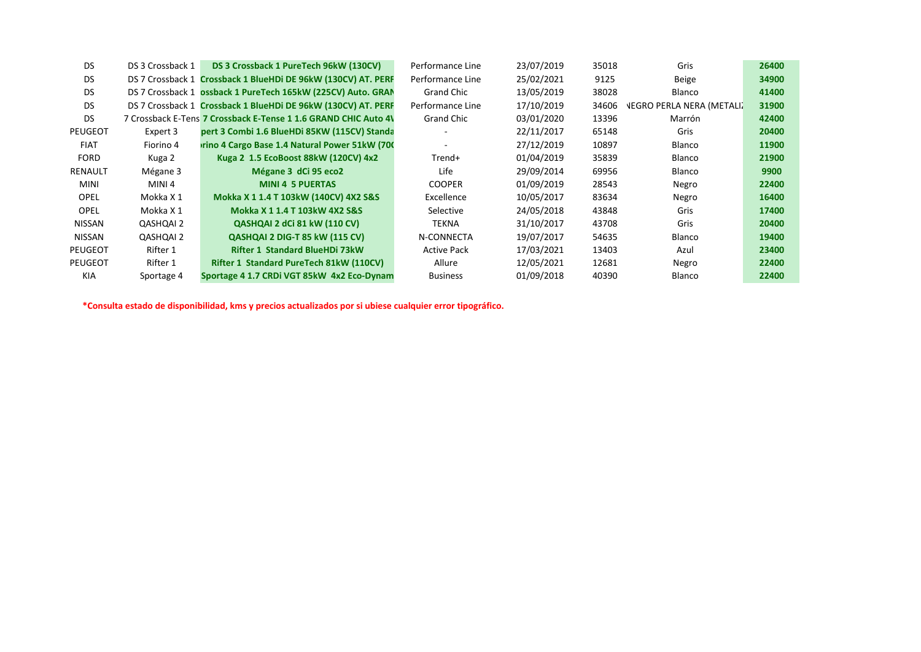| | | | | | | | |
|---|---|---|---|---|---|---|---|
| DS | DS 3 Crossback 1 | **DS 3 Crossback 1 PureTech 96kW (130CV)** | Performance Line | 23/07/2019 | 35018 | Gris | **26400** |
| DS | DS 7 Crossback 1 | **Crossback 1 BlueHDi DE 96kW (130CV) AT. PERF** | Performance Line | 25/02/2021 | 9125 | Beige | **34900** |
| DS | DS 7 Crossback 1 | **ossback 1 PureTech 165kW (225CV) Auto. GRAN** | Grand Chic | 13/05/2019 | 38028 | Blanco | **41400** |
| DS | DS 7 Crossback 1 | **Crossback 1 BlueHDi DE 96kW (130CV) AT. PERF** | Performance Line | 17/10/2019 | 34606 | NEGRO PERLA NERA (METALIZ | **31900** |
| DS | 7 Crossback E-Tens | **7 Crossback E-Tense 1 1.6 GRAND CHIC Auto 4V** | Grand Chic | 03/01/2020 | 13396 | Marrón | **42400** |
| PEUGEOT | Expert 3 | **pert 3 Combi 1.6 BlueHDi 85KW (115CV) Standa** | - | 22/11/2017 | 65148 | Gris | **20400** |
| FIAT | Fiorino 4 | **orino 4 Cargo Base 1.4 Natural Power 51kW (70(** | - | 27/12/2019 | 10897 | Blanco | **11900** |
| FORD | Kuga 2 | **Kuga 2 1.5 EcoBoost 88kW (120CV) 4x2** | Trend+ | 01/04/2019 | 35839 | Blanco | **21900** |
| RENAULT | Mégane 3 | **Mégane 3 dCi 95 eco2** | Life | 29/09/2014 | 69956 | Blanco | **9900** |
| MINI | MINI 4 | **MINI 4 5 PUERTAS** | COOPER | 01/09/2019 | 28543 | Negro | **22400** |
| OPEL | Mokka X 1 | **Mokka X 1 1.4 T 103kW (140CV) 4X2 S&S** | Excellence | 10/05/2017 | 83634 | Negro | **16400** |
| OPEL | Mokka X 1 | **Mokka X 1 1.4 T 103kW 4X2 S&S** | Selective | 24/05/2018 | 43848 | Gris | **17400** |
| NISSAN | QASHQAI 2 | **QASHQAI 2 dCi 81 kW (110 CV)** | TEKNA | 31/10/2017 | 43708 | Gris | **20400** |
| NISSAN | QASHQAI 2 | **QASHQAI 2 DIG-T 85 kW (115 CV)** | N-CONNECTA | 19/07/2017 | 54635 | Blanco | **19400** |
| PEUGEOT | Rifter 1 | **Rifter 1 Standard BlueHDi 73kW** | Active Pack | 17/03/2021 | 13403 | Azul | **23400** |
| PEUGEOT | Rifter 1 | **Rifter 1 Standard PureTech 81kW (110CV)** | Allure | 12/05/2021 | 12681 | Negro | **22400** |
| KIA | Sportage 4 | **Sportage 4 1.7 CRDi VGT 85kW 4x2 Eco-Dynam** | Business | 01/09/2018 | 40390 | Blanco | **22400** |

**\*Consulta estado de disponibilidad, kms y precios actualizados por si ubiese cualquier error tipográfico.**